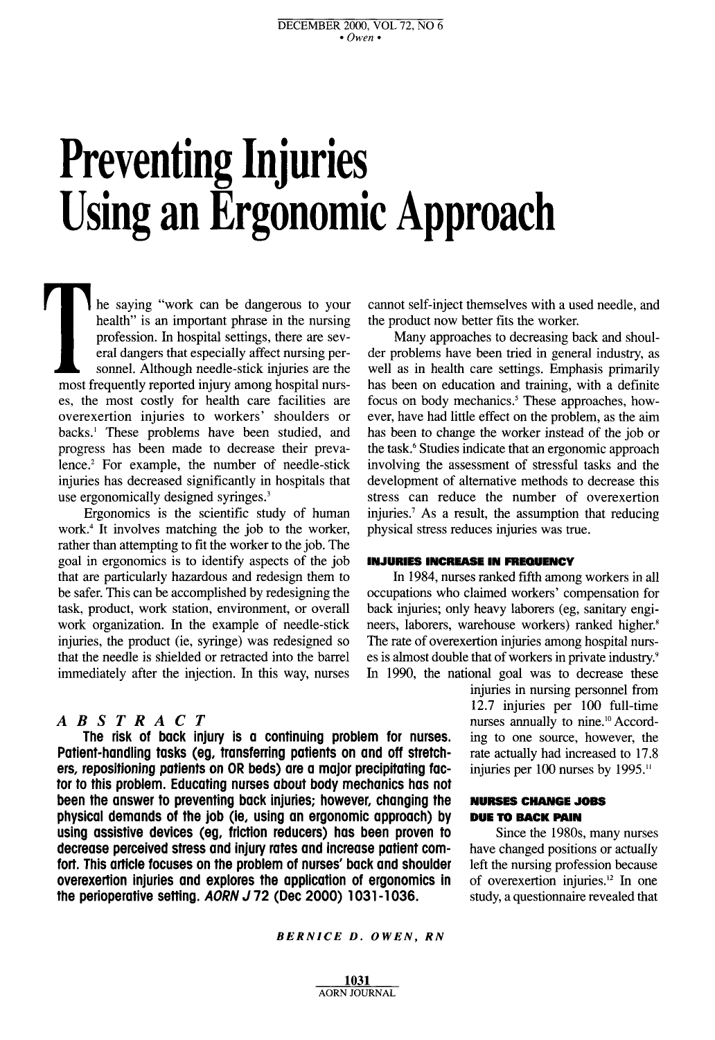# Preventing Injuries Using an Ergonomic Approach

## ABSTRACT

**The risk of back injury is a continuing problem for nurses. Patient-handling tasks (eg, transferring patients on and off stretchers, repositioning patients on OR beds) are a major precipitating factor to this problem. Educating nurses about body mechanics has not been the answer to preventing back injuries; however, changing the physical demands of the job (ie, using an ergonomic approach) by using assistive devices (eg, friction reducers) has been proven to decrease perceived stress and injury rates and increase patient comfort. This article focuses on the problem of nurses' back and shoulder overexertion injuries and explores the application of ergonomics in the perioperative setting. *AORN J* 72 (Dec 2000) 1031-1036.**

*BERNICE D. OWEN, RN*

The saying "work can be dangerous to your health" is an important phrase in the nursing profession. In hospital settings, there are several dangers that especially affect nursing personnel. Although needle-stick injuries are the most frequently reported injury among hospital nurses, the most costly for health care facilities are overexertion injuries to workers' shoulders or backs.[1] These problems have been studied, and progress has been made to decrease their prevalence.[2] For example, the number of needle-stick injuries has decreased significantly in hospitals that use ergonomically designed syringes.[3]

Ergonomics is the scientific study of human work.[4] It involves matching the job to the worker, rather than attempting to fit the worker to the job. The goal in ergonomics is to identify aspects of the job that are particularly hazardous and redesign them to be safer. This can be accomplished by redesigning the task, product, work station, environment, or overall work organization. In the example of needle-stick injuries, the product (ie, syringe) was redesigned so that the needle is shielded or retracted into the barrel immediately after the injection. In this way, nurses cannot self-inject themselves with a used needle, and the product now better fits the worker.

Many approaches to decreasing back and shoulder problems have been tried in general industry, as well as in health care settings. Emphasis primarily has been on education and training, with a definite focus on body mechanics.[5] These approaches, however, have had little effect on the problem, as the aim has been to change the worker instead of the job or the task.[6] Studies indicate that an ergonomic approach involving the assessment of stressful tasks and the development of alternative methods to decrease this stress can reduce the number of overexertion injuries.[7] As a result, the assumption that reducing physical stress reduces injuries was true.

### INJURIES INCREASE IN FREQUENCY

In 1984, nurses ranked fifth among workers in all occupations who claimed workers' compensation for back injuries; only heavy laborers (eg, sanitary engineers, laborers, warehouse workers) ranked higher.[8] The rate of overexertion injuries among hospital nurses is almost double that of workers in private industry.[9] In 1990, the national goal was to decrease these injuries in nursing personnel from 12.7 injuries per 100 full-time nurses annually to nine.[10] According to one source, however, the rate actually had increased to 17.8 injuries per 100 nurses by 1995.[11]

### NURSES CHANGE JOBS DUE TO BACK PAIN

Since the 1980s, many nurses have changed positions or actually left the nursing profession because of overexertion injuries.[12] In one study, a questionnaire revealed that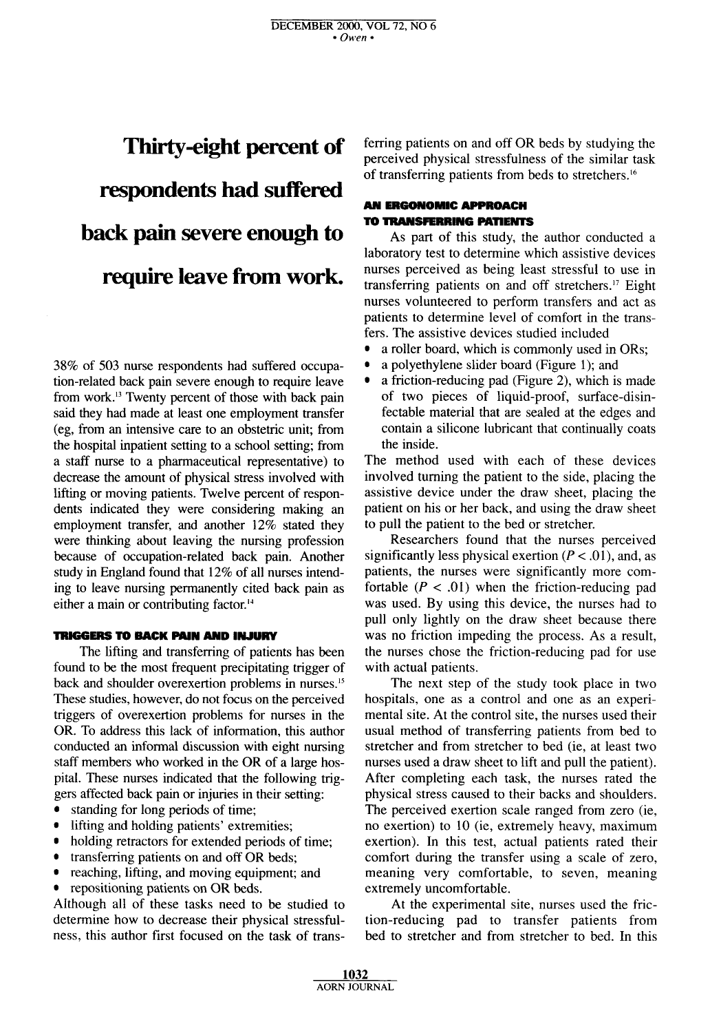**Thirty-eight percent of respondents had suffered back pain severe enough to require leave from work.**

38% of 503 nurse respondents had suffered occupation-related back pain severe enough to require leave from work.[13] Twenty percent of those with back pain said they had made at least one employment transfer (eg, from an intensive care to an obstetric unit; from the hospital inpatient setting to a school setting; from a staff nurse to a pharmaceutical representative) to decrease the amount of physical stress involved with lifting or moving patients. Twelve percent of respondents indicated they were considering making an employment transfer, and another 12% stated they were thinking about leaving the nursing profession because of occupation-related back pain. Another study in England found that 12% of all nurses intending to leave nursing permanently cited back pain as either a main or contributing factor.[14]

### TRIGGERS TO BACK PAIN AND INJURY

The lifting and transferring of patients has been found to be the most frequent precipitating trigger of back and shoulder overexertion problems in nurses.[15] These studies, however, do not focus on the perceived triggers of overexertion problems for nurses in the OR. To address this lack of information, this author conducted an informal discussion with eight nursing staff members who worked in the OR of a large hospital. These nurses indicated that the following triggers affected back pain or injuries in their setting:

- standing for long periods of time;
- lifting and holding patients' extremities;
- holding retractors for extended periods of time;
- transferring patients on and off OR beds;
- reaching, lifting, and moving equipment; and
- repositioning patients on OR beds.

Although all of these tasks need to be studied to determine how to decrease their physical stressfulness, this author first focused on the task of transferring patients on and off OR beds by studying the perceived physical stressfulness of the similar task of transferring patients from beds to stretchers.[16]

### AN ERGONOMIC APPROACH TO TRANSFERRING PATIENTS

As part of this study, the author conducted a laboratory test to determine which assistive devices nurses perceived as being least stressful to use in transferring patients on and off stretchers.[17] Eight nurses volunteered to perform transfers and act as patients to determine level of comfort in the transfers. The assistive devices studied included

- a roller board, which is commonly used in ORs;
- a polyethylene slider board (Figure 1); and
- a friction-reducing pad (Figure 2), which is made of two pieces of liquid-proof, surface-disinfectable material that are sealed at the edges and contain a silicone lubricant that continually coats the inside.

The method used with each of these devices involved turning the patient to the side, placing the assistive device under the draw sheet, placing the patient on his or her back, and using the draw sheet to pull the patient to the bed or stretcher.

Researchers found that the nurses perceived significantly less physical exertion ($P < .01$), and, as patients, the nurses were significantly more comfortable ($P < .01$) when the friction-reducing pad was used. By using this device, the nurses had to pull only lightly on the draw sheet because there was no friction impeding the process. As a result, the nurses chose the friction-reducing pad for use with actual patients.

The next step of the study took place in two hospitals, one as a control and one as an experimental site. At the control site, the nurses used their usual method of transferring patients from bed to stretcher and from stretcher to bed (ie, at least two nurses used a draw sheet to lift and pull the patient). After completing each task, the nurses rated the physical stress caused to their backs and shoulders. The perceived exertion scale ranged from zero (ie, no exertion) to 10 (ie, extremely heavy, maximum exertion). In this test, actual patients rated their comfort during the transfer using a scale of zero, meaning very comfortable, to seven, meaning extremely uncomfortable.

At the experimental site, nurses used the friction-reducing pad to transfer patients from bed to stretcher and from stretcher to bed. In this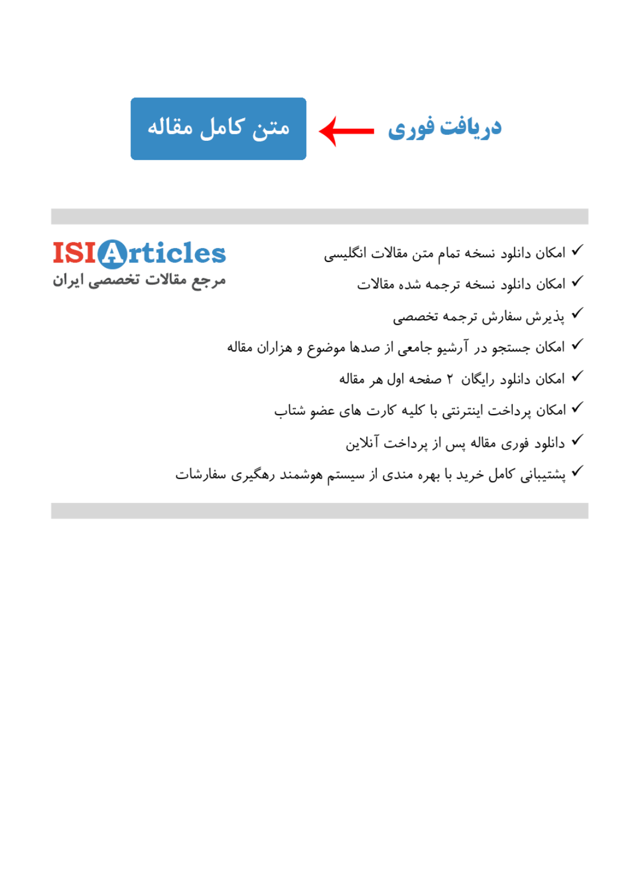دریافت فوری ← **متن کامل مقاله**

**ISIArticles**
مرجع مقالات تخصصی ایران

- ✓ امکان دانلود نسخه تمام متن مقالات انگلیسی
- ✓ امکان دانلود نسخه ترجمه شده مقالات
- ✓ پذیرش سفارش ترجمه تخصصی
- ✓ امکان جستجو در آرشیو جامعی از صدها موضوع و هزاران مقاله
- ✓ امکان دانلود رایگان ۲ صفحه اول هر مقاله
- ✓ امکان پرداخت اینترنتی با کلیه کارت های عضو شتاب
- ✓ دانلود فوری مقاله پس از پرداخت آنلاین
- ✓ پشتیبانی کامل خرید با بهره مندی از سیستم هوشمند رهگیری سفارشات